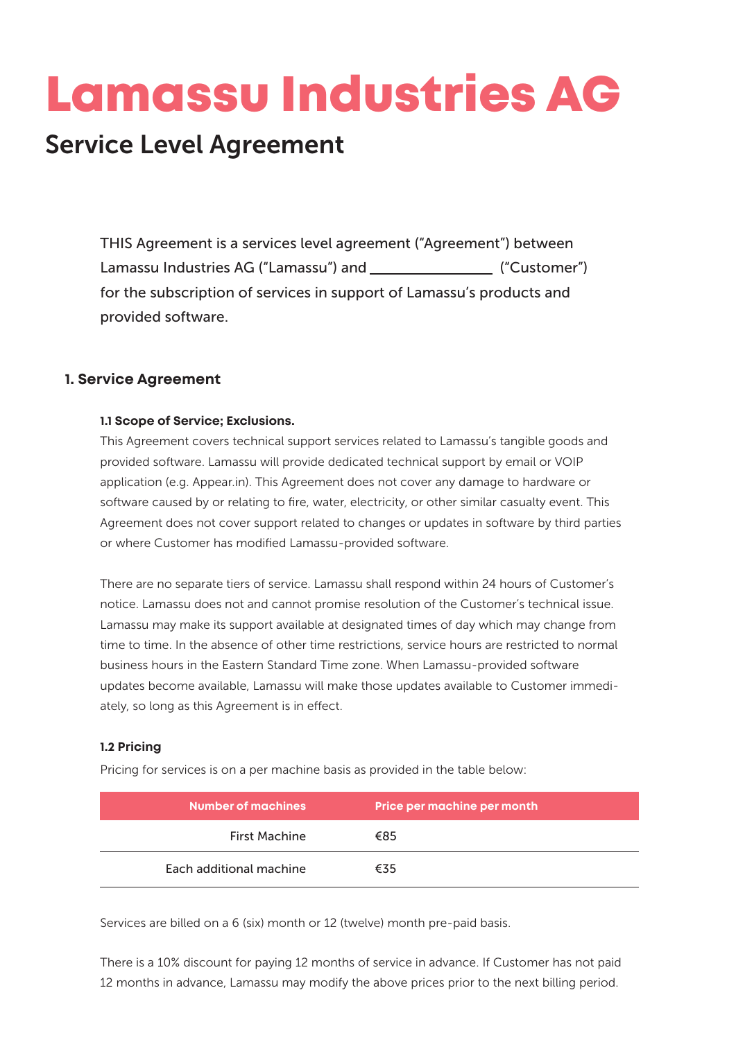# Lamassu Industries AG

## Service Level Agreement

THIS Agreement is a services level agreement ("Agreement") between Lamassu Industries AG ("Lamassu") and ________________ ("Customer") for the subscription of services in support of Lamassu's products and provided software.

### 1. Service Agreement

#### 1.1 Scope of Service; Exclusions.

This Agreement covers technical support services related to Lamassu's tangible goods and provided software. Lamassu will provide dedicated technical support by email or VOIP application (e.g. Appear.in). This Agreement does not cover any damage to hardware or software caused by or relating to fire, water, electricity, or other similar casualty event. This Agreement does not cover support related to changes or updates in software by third parties or where Customer has modified Lamassu-provided software.

There are no separate tiers of service. Lamassu shall respond within 24 hours of Customer's notice. Lamassu does not and cannot promise resolution of the Customer's technical issue. Lamassu may make its support available at designated times of day which may change from time to time. In the absence of other time restrictions, service hours are restricted to normal business hours in the Eastern Standard Time zone. When Lamassu-provided software updates become available, Lamassu will make those updates available to Customer immediately, so long as this Agreement is in effect.

#### 1.2 Pricing

Pricing for services is on a per machine basis as provided in the table below:

| Number of machines | Price per machine per month |
|---|---|
| First Machine | €85 |
| Each additional machine | €35 |

Services are billed on a 6 (six) month or 12 (twelve) month pre-paid basis.

There is a 10% discount for paying 12 months of service in advance. If Customer has not paid 12 months in advance, Lamassu may modify the above prices prior to the next billing period.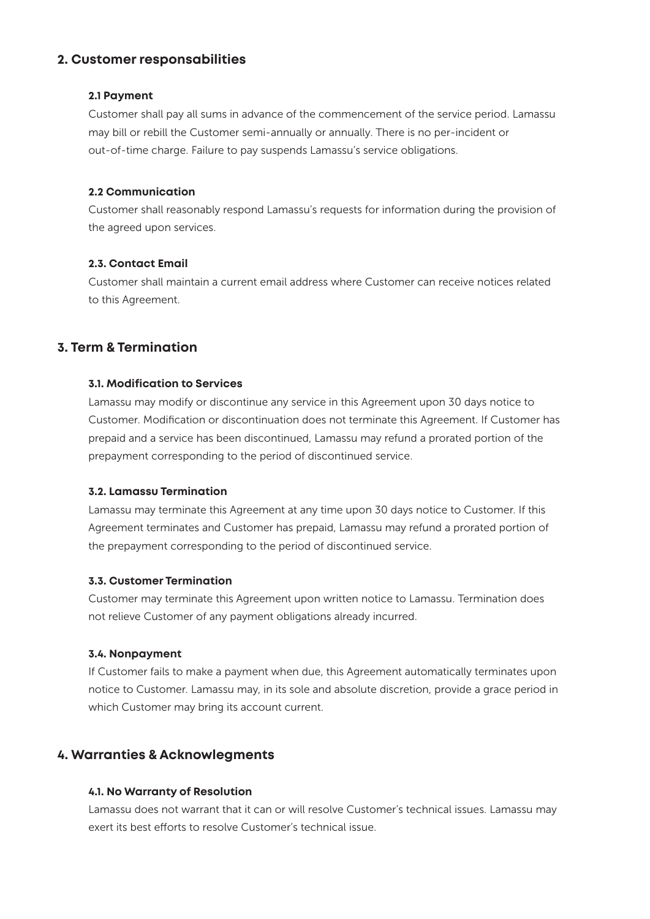## 2. Customer responsabilities

### 2.1 Payment

Customer shall pay all sums in advance of the commencement of the service period. Lamassu may bill or rebill the Customer semi-annually or annually. There is no per-incident or out-of-time charge. Failure to pay suspends Lamassu's service obligations.

### 2.2 Communication

Customer shall reasonably respond Lamassu's requests for information during the provision of the agreed upon services.

### 2.3. Contact Email

Customer shall maintain a current email address where Customer can receive notices related to this Agreement.

## 3. Term & Termination

### 3.1. Modification to Services

Lamassu may modify or discontinue any service in this Agreement upon 30 days notice to Customer. Modification or discontinuation does not terminate this Agreement. If Customer has prepaid and a service has been discontinued, Lamassu may refund a prorated portion of the prepayment corresponding to the period of discontinued service.

### 3.2. Lamassu Termination

Lamassu may terminate this Agreement at any time upon 30 days notice to Customer. If this Agreement terminates and Customer has prepaid, Lamassu may refund a prorated portion of the prepayment corresponding to the period of discontinued service.

### 3.3. Customer Termination

Customer may terminate this Agreement upon written notice to Lamassu. Termination does not relieve Customer of any payment obligations already incurred.

### 3.4. Nonpayment

If Customer fails to make a payment when due, this Agreement automatically terminates upon notice to Customer. Lamassu may, in its sole and absolute discretion, provide a grace period in which Customer may bring its account current.

## 4. Warranties & Acknowlegments

### 4.1. No Warranty of Resolution

Lamassu does not warrant that it can or will resolve Customer's technical issues. Lamassu may exert its best efforts to resolve Customer's technical issue.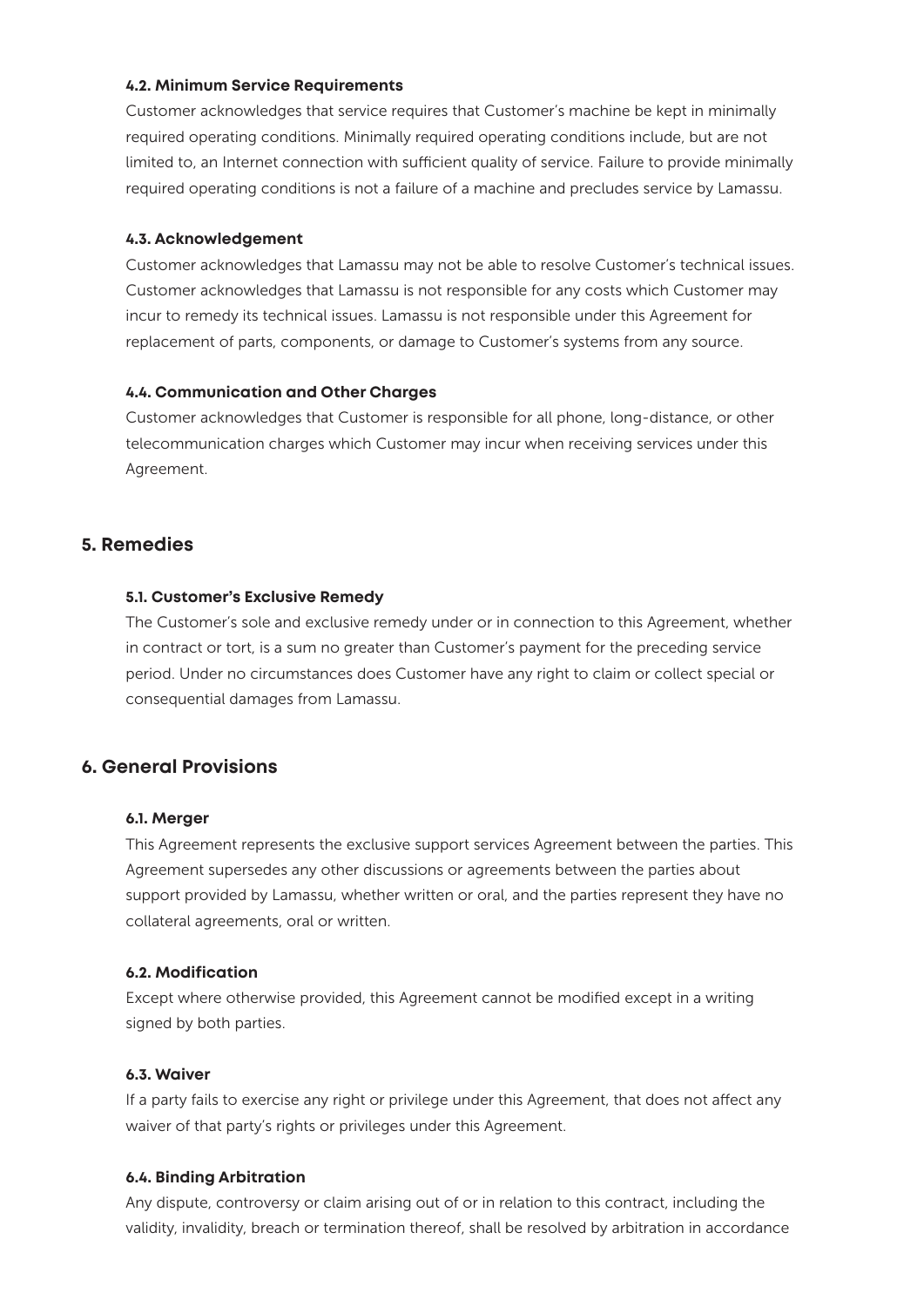#### 4.2. Minimum Service Requirements

Customer acknowledges that service requires that Customer's machine be kept in minimally required operating conditions. Minimally required operating conditions include, but are not limited to, an Internet connection with sufficient quality of service. Failure to provide minimally required operating conditions is not a failure of a machine and precludes service by Lamassu.

#### 4.3. Acknowledgement

Customer acknowledges that Lamassu may not be able to resolve Customer's technical issues. Customer acknowledges that Lamassu is not responsible for any costs which Customer may incur to remedy its technical issues. Lamassu is not responsible under this Agreement for replacement of parts, components, or damage to Customer's systems from any source.

#### 4.4. Communication and Other Charges

Customer acknowledges that Customer is responsible for all phone, long-distance, or other telecommunication charges which Customer may incur when receiving services under this Agreement.

## 5. Remedies

#### 5.1. Customer's Exclusive Remedy

The Customer's sole and exclusive remedy under or in connection to this Agreement, whether in contract or tort, is a sum no greater than Customer's payment for the preceding service period. Under no circumstances does Customer have any right to claim or collect special or consequential damages from Lamassu.

## 6. General Provisions

#### 6.1. Merger

This Agreement represents the exclusive support services Agreement between the parties. This Agreement supersedes any other discussions or agreements between the parties about support provided by Lamassu, whether written or oral, and the parties represent they have no collateral agreements, oral or written.

#### 6.2. Modification

Except where otherwise provided, this Agreement cannot be modified except in a writing signed by both parties.

#### 6.3. Waiver

If a party fails to exercise any right or privilege under this Agreement, that does not affect any waiver of that party's rights or privileges under this Agreement.

#### 6.4. Binding Arbitration

Any dispute, controversy or claim arising out of or in relation to this contract, including the validity, invalidity, breach or termination thereof, shall be resolved by arbitration in accordance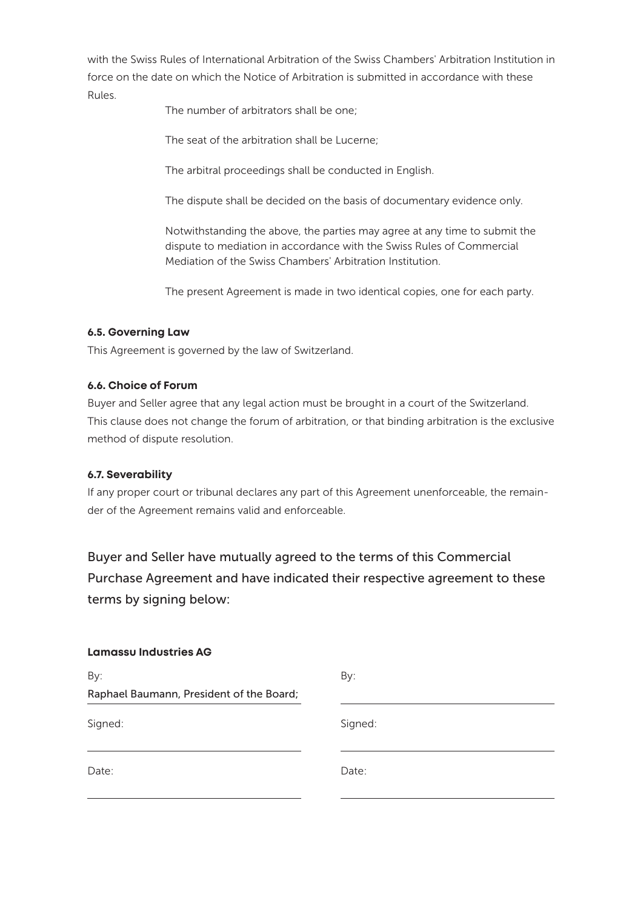with the Swiss Rules of International Arbitration of the Swiss Chambers' Arbitration Institution in force on the date on which the Notice of Arbitration is submitted in accordance with these Rules.

The number of arbitrators shall be one;

The seat of the arbitration shall be Lucerne;

The arbitral proceedings shall be conducted in English.

The dispute shall be decided on the basis of documentary evidence only.

Notwithstanding the above, the parties may agree at any time to submit the dispute to mediation in accordance with the Swiss Rules of Commercial Mediation of the Swiss Chambers' Arbitration Institution.

The present Agreement is made in two identical copies, one for each party.

#### 6.5. Governing Law

This Agreement is governed by the law of Switzerland.

#### 6.6. Choice of Forum

Buyer and Seller agree that any legal action must be brought in a court of the Switzerland. This clause does not change the forum of arbitration, or that binding arbitration is the exclusive method of dispute resolution.

#### 6.7. Severability

If any proper court or tribunal declares any part of this Agreement unenforceable, the remainder of the Agreement remains valid and enforceable.

Buyer and Seller have mutually agreed to the terms of this Commercial Purchase Agreement and have indicated their respective agreement to these terms by signing below:

**Lamassu Industries AG**

| | |
|---|---|
| By: Raphael Baumann, President of the Board; | By: |
| Signed: | Signed: |
| Date: | Date: |